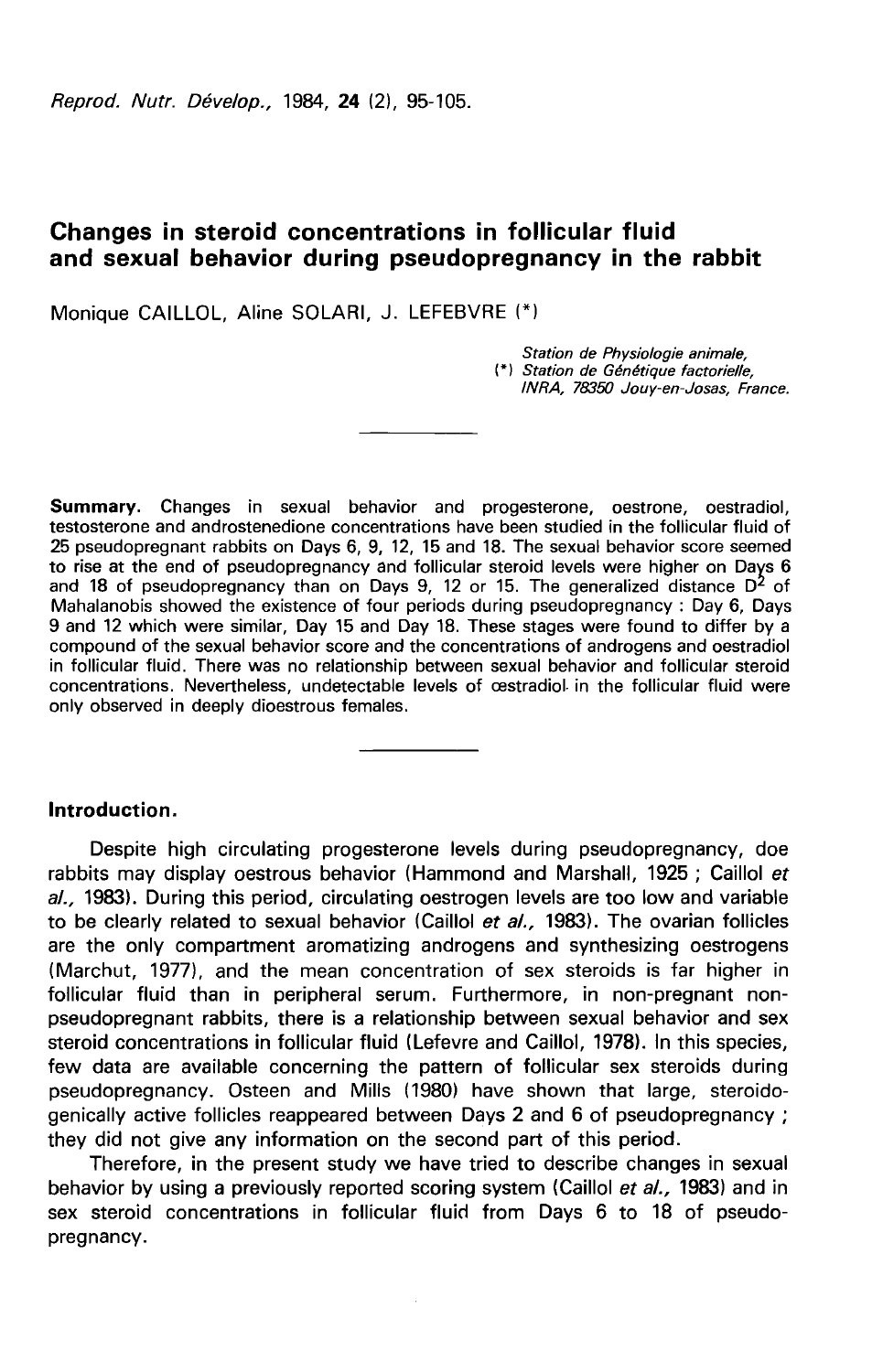# Changes in steroid concentrations in follicular fluid and sexual behavior during pseudopregnancy in the rabbit

Monique CAILLOL, Aline SOLARI, J. LEFEBVRE (*)

*Station de Physiologie animale,*
*(\*) Station de Génétique factorielle,*
*INRA, 78350 Jouy-en-Josas, France.*

---

**Summary.** Changes in sexual behavior and progesterone, oestrone, oestradiol, testosterone and androstenedione concentrations have been studied in the follicular fluid of 25 pseudopregnant rabbits on Days 6, 9, 12, 15 and 18. The sexual behavior score seemed to rise at the end of pseudopregnancy and follicular steroid levels were higher on Days 6 and 18 of pseudopregnancy than on Days 9, 12 or 15. The generalized distance $D^2$ of Mahalanobis showed the existence of four periods during pseudopregnancy : Day 6, Days 9 and 12 which were similar, Day 15 and Day 18. These stages were found to differ by a compound of the sexual behavior score and the concentrations of androgens and oestradiol in follicular fluid. There was no relationship between sexual behavior and follicular steroid concentrations. Nevertheless, undetectable levels of œstradiol in the follicular fluid were only observed in deeply dioestrous females.

---

## Introduction.

Despite high circulating progesterone levels during pseudopregnancy, doe rabbits may display oestrous behavior (Hammond and Marshall, 1925 ; Caillol *et al.,* 1983). During this period, circulating oestrogen levels are too low and variable to be clearly related to sexual behavior (Caillol *et al.,* 1983). The ovarian follicles are the only compartment aromatizing androgens and synthesizing oestrogens (Marchut, 1977), and the mean concentration of sex steroids is far higher in follicular fluid than in peripheral serum. Furthermore, in non-pregnant non-pseudopregnant rabbits, there is a relationship between sexual behavior and sex steroid concentrations in follicular fluid (Lefevre and Caillol, 1978). In this species, few data are available concerning the pattern of follicular sex steroids during pseudopregnancy. Osteen and Mills (1980) have shown that large, steroidogenically active follicles reappeared between Days 2 and 6 of pseudopregnancy ; they did not give any information on the second part of this period.

Therefore, in the present study we have tried to describe changes in sexual behavior by using a previously reported scoring system (Caillol *et al.,* 1983) and in sex steroid concentrations in follicular fluid from Days 6 to 18 of pseudopregnancy.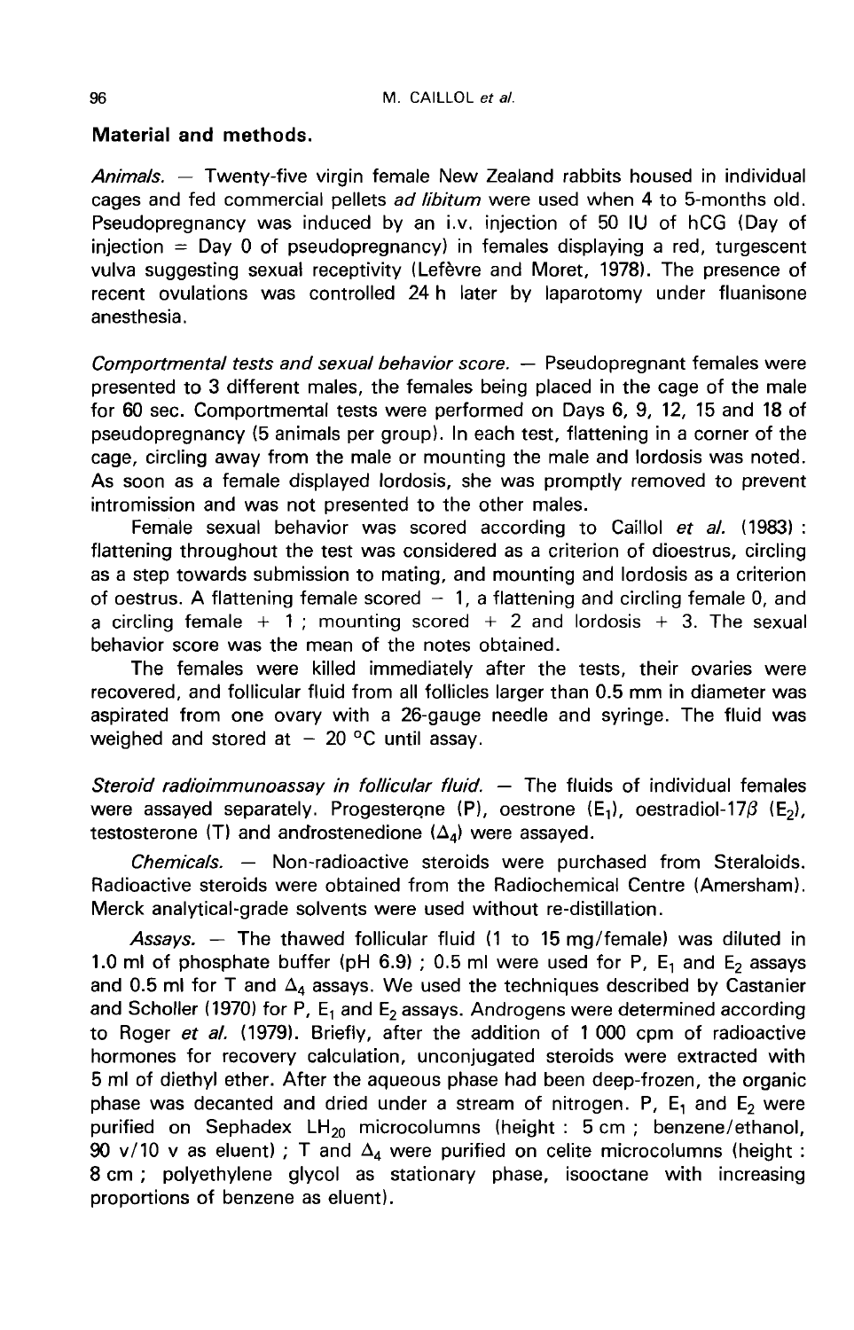## Material and methods.

*Animals.* — Twenty-five virgin female New Zealand rabbits housed in individual cages and fed commercial pellets *ad libitum* were used when 4 to 5-months old. Pseudopregnancy was induced by an i.v. injection of 50 IU of hCG (Day of injection = Day 0 of pseudopregnancy) in females displaying a red, turgescent vulva suggesting sexual receptivity (Lefèvre and Moret, 1978). The presence of recent ovulations was controlled 24 h later by laparotomy under fluanisone anesthesia.

*Comportmental tests and sexual behavior score.* — Pseudopregnant females were presented to 3 different males, the females being placed in the cage of the male for 60 sec. Comportmental tests were performed on Days 6, 9, 12, 15 and 18 of pseudopregnancy (5 animals per group). In each test, flattening in a corner of the cage, circling away from the male or mounting the male and lordosis was noted. As soon as a female displayed lordosis, she was promptly removed to prevent intromission and was not presented to the other males.

Female sexual behavior was scored according to Caillol *et al.* (1983) : flattening throughout the test was considered as a criterion of dioestrus, circling as a step towards submission to mating, and mounting and lordosis as a criterion of oestrus. A flattening female scored − 1, a flattening and circling female 0, and a circling female + 1 ; mounting scored + 2 and lordosis + 3. The sexual behavior score was the mean of the notes obtained.

The females were killed immediately after the tests, their ovaries were recovered, and follicular fluid from all follicles larger than 0.5 mm in diameter was aspirated from one ovary with a 26-gauge needle and syringe. The fluid was weighed and stored at − 20 °C until assay.

*Steroid radioimmunoassay in follicular fluid.* — The fluids of individual females were assayed separately. Progesterone (P), oestrone ($E_1$), oestradiol-17$\beta$ ($E_2$), testosterone (T) and androstenedione ($\Delta_4$) were assayed.

*Chemicals.* — Non-radioactive steroids were purchased from Steraloids. Radioactive steroids were obtained from the Radiochemical Centre (Amersham). Merck analytical-grade solvents were used without re-distillation.

*Assays.* — The thawed follicular fluid (1 to 15 mg/female) was diluted in 1.0 ml of phosphate buffer (pH 6.9) ; 0.5 ml were used for P, $E_1$ and $E_2$ assays and 0.5 ml for T and $\Delta_4$ assays. We used the techniques described by Castanier and Scholler (1970) for P, $E_1$ and $E_2$ assays. Androgens were determined according to Roger *et al.* (1979). Briefly, after the addition of 1 000 cpm of radioactive hormones for recovery calculation, unconjugated steroids were extracted with 5 ml of diethyl ether. After the aqueous phase had been deep-frozen, the organic phase was decanted and dried under a stream of nitrogen. P, $E_1$ and $E_2$ were purified on Sephadex $LH_{20}$ microcolumns (height : 5 cm ; benzene/ethanol, 90 v/10 v as eluent) ; T and $\Delta_4$ were purified on celite microcolumns (height : 8 cm ; polyethylene glycol as stationary phase, isooctane with increasing proportions of benzene as eluent).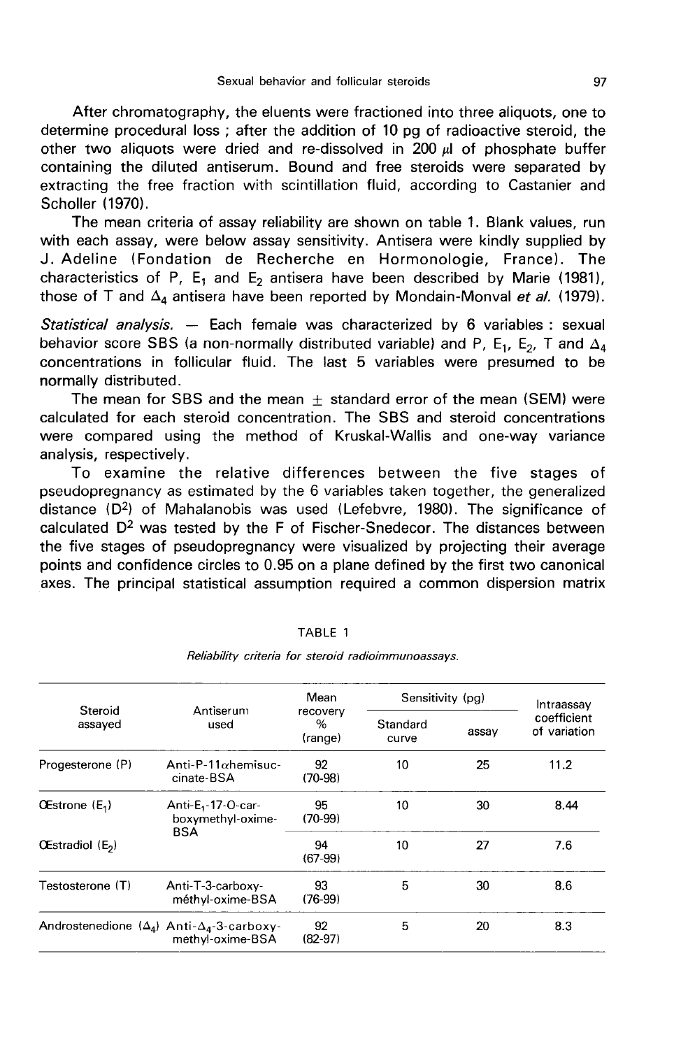After chromatography, the eluents were fractioned into three aliquots, one to determine procedural loss ; after the addition of 10 pg of radioactive steroid, the other two aliquots were dried and re-dissolved in 200 $\mu$l of phosphate buffer containing the diluted antiserum. Bound and free steroids were separated by extracting the free fraction with scintillation fluid, according to Castanier and Scholler (1970).

The mean criteria of assay reliability are shown on table 1. Blank values, run with each assay, were below assay sensitivity. Antisera were kindly supplied by J. Adeline (Fondation de Recherche en Hormonologie, France). The characteristics of P, $E_1$ and $E_2$ antisera have been described by Marie (1981), those of T and $\Delta_4$ antisera have been reported by Mondain-Monval *et al.* (1979).

*Statistical analysis.* — Each female was characterized by 6 variables : sexual behavior score SBS (a non-normally distributed variable) and P, $E_1$, $E_2$, T and $\Delta_4$ concentrations in follicular fluid. The last 5 variables were presumed to be normally distributed.

The mean for SBS and the mean $\pm$ standard error of the mean (SEM) were calculated for each steroid concentration. The SBS and steroid concentrations were compared using the method of Kruskal-Wallis and one-way variance analysis, respectively.

To examine the relative differences between the five stages of pseudopregnancy as estimated by the 6 variables taken together, the generalized distance ($D^2$) of Mahalanobis was used (Lefebvre, 1980). The significance of calculated $D^2$ was tested by the F of Fischer-Snedecor. The distances between the five stages of pseudopregnancy were visualized by projecting their average points and confidence circles to 0.95 on a plane defined by the first two canonical axes. The principal statistical assumption required a common dispersion matrix

TABLE 1

*Reliability criteria for steroid radioimmunoassays.*

| Steroid assayed | Antiserum used | Mean recovery % (range) | Sensitivity (pg) | | Intraassay coefficient of variation |
|---|---|---|---|---|---|
| | | | Standard curve | assay | |
| Progesterone (P) | Anti-P-11$\alpha$hemisuccinate-BSA | 92 (70-98) | 10 | 25 | 11.2 |
| Œstrone ($E_1$) | Anti-$E_1$-17-O-carboxymethyl-oxime-BSA | 95 (70-99) | 10 | 30 | 8.44 |
| Œstradiol ($E_2$) | | 94 (67-99) | 10 | 27 | 7.6 |
| Testosterone (T) | Anti-T-3-carboxyméthyl-oxime-BSA | 93 (76-99) | 5 | 30 | 8.6 |
| Androstenedione ($\Delta_4$) | Anti-$\Delta_4$-3-carboxymethyl-oxime-BSA | 92 (82-97) | 5 | 20 | 8.3 |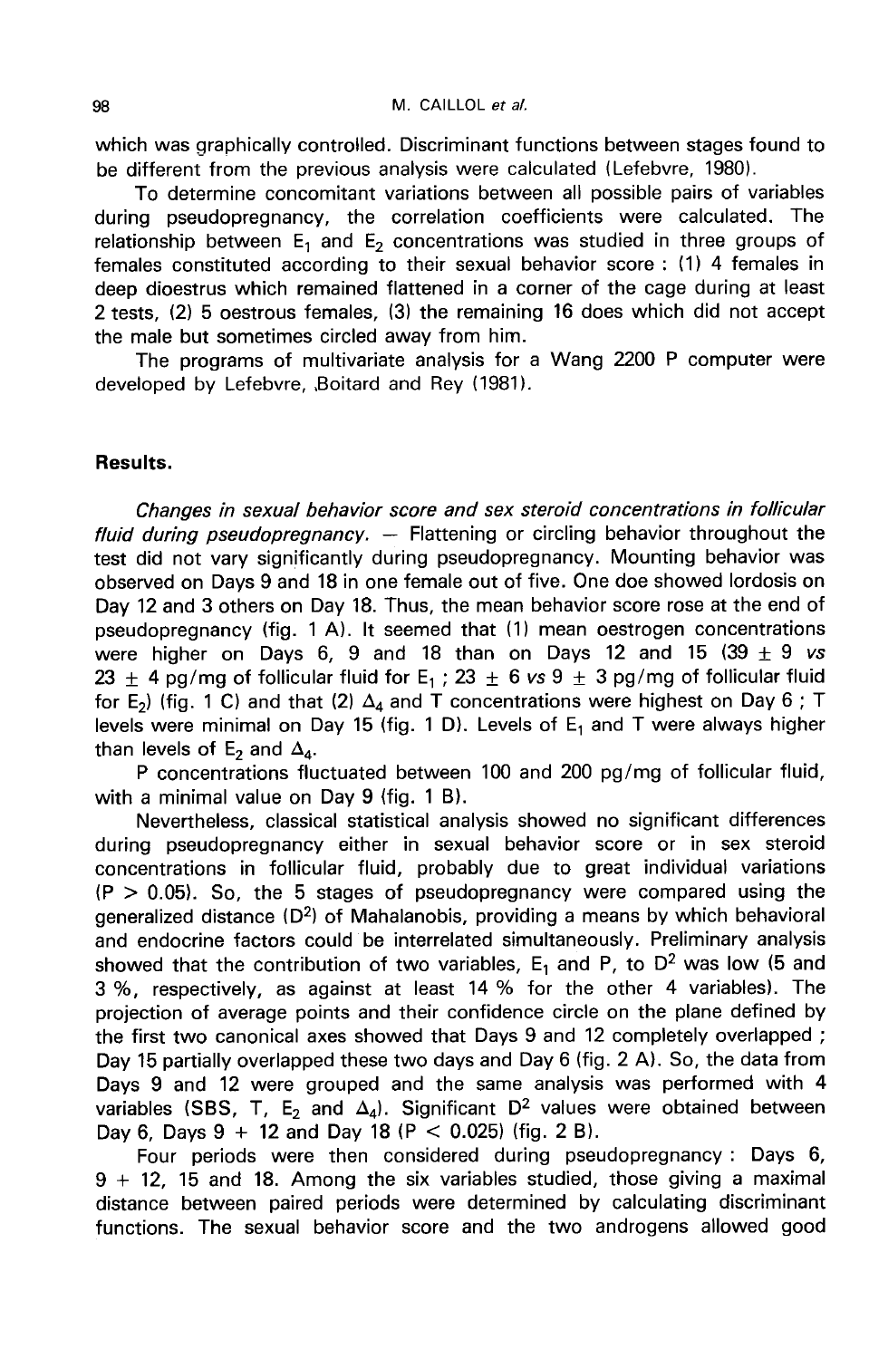which was graphically controlled. Discriminant functions between stages found to be different from the previous analysis were calculated (Lefebvre, 1980).

To determine concomitant variations between all possible pairs of variables during pseudopregnancy, the correlation coefficients were calculated. The relationship between $E_1$ and $E_2$ concentrations was studied in three groups of females constituted according to their sexual behavior score : (1) 4 females in deep dioestrus which remained flattened in a corner of the cage during at least 2 tests, (2) 5 oestrous females, (3) the remaining 16 does which did not accept the male but sometimes circled away from him.

The programs of multivariate analysis for a Wang 2200 P computer were developed by Lefebvre, Boitard and Rey (1981).

## Results.

*Changes in sexual behavior score and sex steroid concentrations in follicular fluid during pseudopregnancy.* — Flattening or circling behavior throughout the test did not vary significantly during pseudopregnancy. Mounting behavior was observed on Days 9 and 18 in one female out of five. One doe showed lordosis on Day 12 and 3 others on Day 18. Thus, the mean behavior score rose at the end of pseudopregnancy (fig. 1 A). It seemed that (1) mean oestrogen concentrations were higher on Days 6, 9 and 18 than on Days 12 and 15 ($39 \pm 9$ *vs* $23 \pm 4$ pg/mg of follicular fluid for $E_1$ ; $23 \pm 6$ *vs* $9 \pm 3$ pg/mg of follicular fluid for $E_2$) (fig. 1 C) and that (2) $\Delta_4$ and T concentrations were highest on Day 6 ; T levels were minimal on Day 15 (fig. 1 D). Levels of $E_1$ and T were always higher than levels of $E_2$ and $\Delta_4$.

P concentrations fluctuated between 100 and 200 pg/mg of follicular fluid, with a minimal value on Day 9 (fig. 1 B).

Nevertheless, classical statistical analysis showed no significant differences during pseudopregnancy either in sexual behavior score or in sex steroid concentrations in follicular fluid, probably due to great individual variations ($P > 0.05$). So, the 5 stages of pseudopregnancy were compared using the generalized distance ($D^2$) of Mahalanobis, providing a means by which behavioral and endocrine factors could be interrelated simultaneously. Preliminary analysis showed that the contribution of two variables, $E_1$ and P, to $D^2$ was low (5 and 3 %, respectively, as against at least 14 % for the other 4 variables). The projection of average points and their confidence circle on the plane defined by the first two canonical axes showed that Days 9 and 12 completely overlapped ; Day 15 partially overlapped these two days and Day 6 (fig. 2 A). So, the data from Days 9 and 12 were grouped and the same analysis was performed with 4 variables (SBS, T, $E_2$ and $\Delta_4$). Significant $D^2$ values were obtained between Day 6, Days 9 + 12 and Day 18 ($P < 0.025$) (fig. 2 B).

Four periods were then considered during pseudopregnancy : Days 6, 9 + 12, 15 and 18. Among the six variables studied, those giving a maximal distance between paired periods were determined by calculating discriminant functions. The sexual behavior score and the two androgens allowed good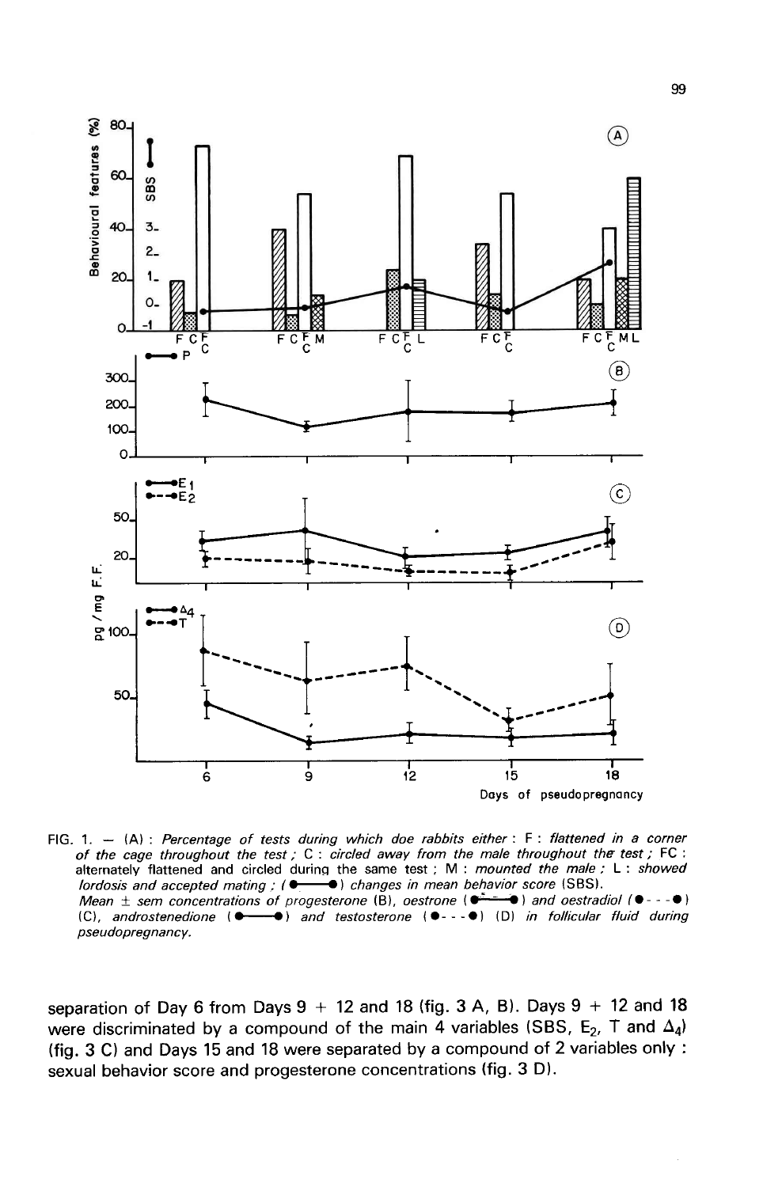FIG. 1. — (A) : *Percentage of tests during which doe rabbits either* : F : *flattened in a corner of the cage throughout the test ;* C : *circled away from the male throughout the test ;* FC : alternately flattened and circled during the same test ; M : *mounted the male ;* L : showed *lordosis and accepted mating ;* (●——●) *changes in mean behavior score* (SBS).
*Mean ± sem concentrations of progesterone* (B), *oestrone* (●——●) *and oestradiol* (●- - -●) (C), *androstenedione* (●——●) *and testosterone* (●- - -●) (D) *in follicular fluid during pseudopregnancy.*

separation of Day 6 from Days 9 + 12 and 18 (fig. 3 A, B). Days 9 + 12 and 18 were discriminated by a compound of the main 4 variables (SBS, $E_2$, T and $\Delta_4$) (fig. 3 C) and Days 15 and 18 were separated by a compound of 2 variables only : sexual behavior score and progesterone concentrations (fig. 3 D).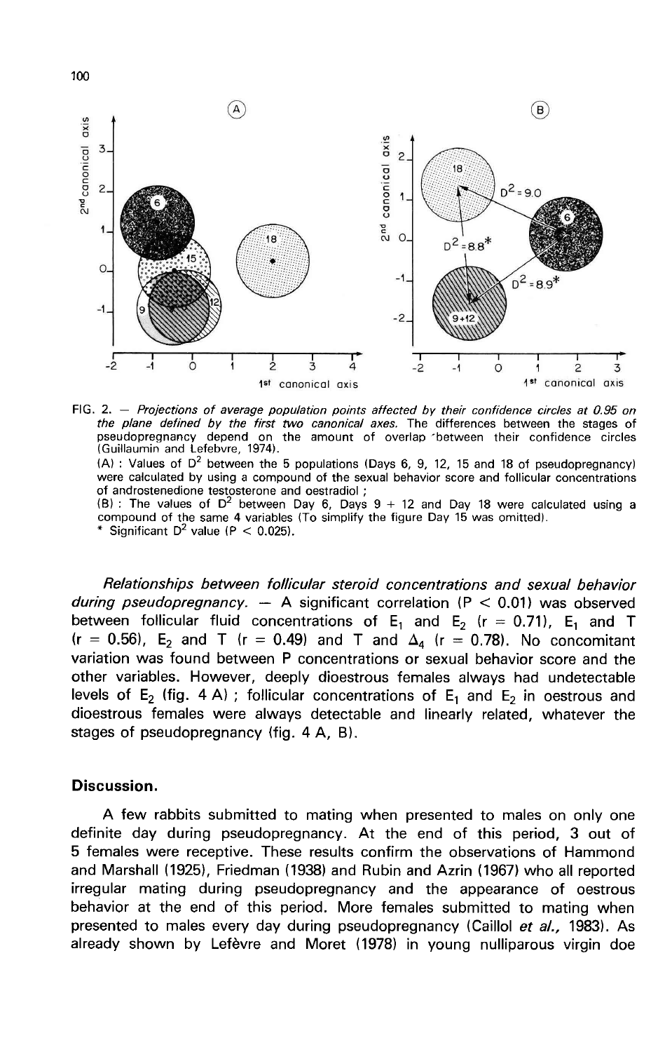FIG. 2. — *Projections of average population points affected by their confidence circles at 0.95 on the plane defined by the first two canonical axes.* The differences between the stages of pseudopregnancy depend on the amount of overlap between their confidence circles (Guillaumin and Lefebvre, 1974).

(A) : Values of $D^2$ between the 5 populations (Days 6, 9, 12, 15 and 18 of pseudopregnancy) were calculated by using a compound of the sexual behavior score and follicular concentrations of androstenedione testosterone and oestradiol ;

(B) : The values of $D^2$ between Day 6, Days 9 + 12 and Day 18 were calculated using a compound of the same 4 variables (To simplify the figure Day 15 was omitted).

\* Significant $D^2$ value ($P < 0.025$).

*Relationships between follicular steroid concentrations and sexual behavior during pseudopregnancy.* — A significant correlation ($P < 0.01$) was observed between follicular fluid concentrations of $E_1$ and $E_2$ ($r = 0.71$), $E_1$ and T ($r = 0.56$), $E_2$ and T ($r = 0.49$) and T and $\Delta_4$ ($r = 0.78$). No concomitant variation was found between P concentrations or sexual behavior score and the other variables. However, deeply dioestrous females always had undetectable levels of $E_2$ (fig. 4 A) ; follicular concentrations of $E_1$ and $E_2$ in oestrous and dioestrous females were always detectable and linearly related, whatever the stages of pseudopregnancy (fig. 4 A, B).

## Discussion.

A few rabbits submitted to mating when presented to males on only one definite day during pseudopregnancy. At the end of this period, 3 out of 5 females were receptive. These results confirm the observations of Hammond and Marshall (1925), Friedman (1938) and Rubin and Azrin (1967) who all reported irregular mating during pseudopregnancy and the appearance of oestrous behavior at the end of this period. More females submitted to mating when presented to males every day during pseudopregnancy (Caillol *et al.*, 1983). As already shown by Lefèvre and Moret (1978) in young nulliparous virgin doe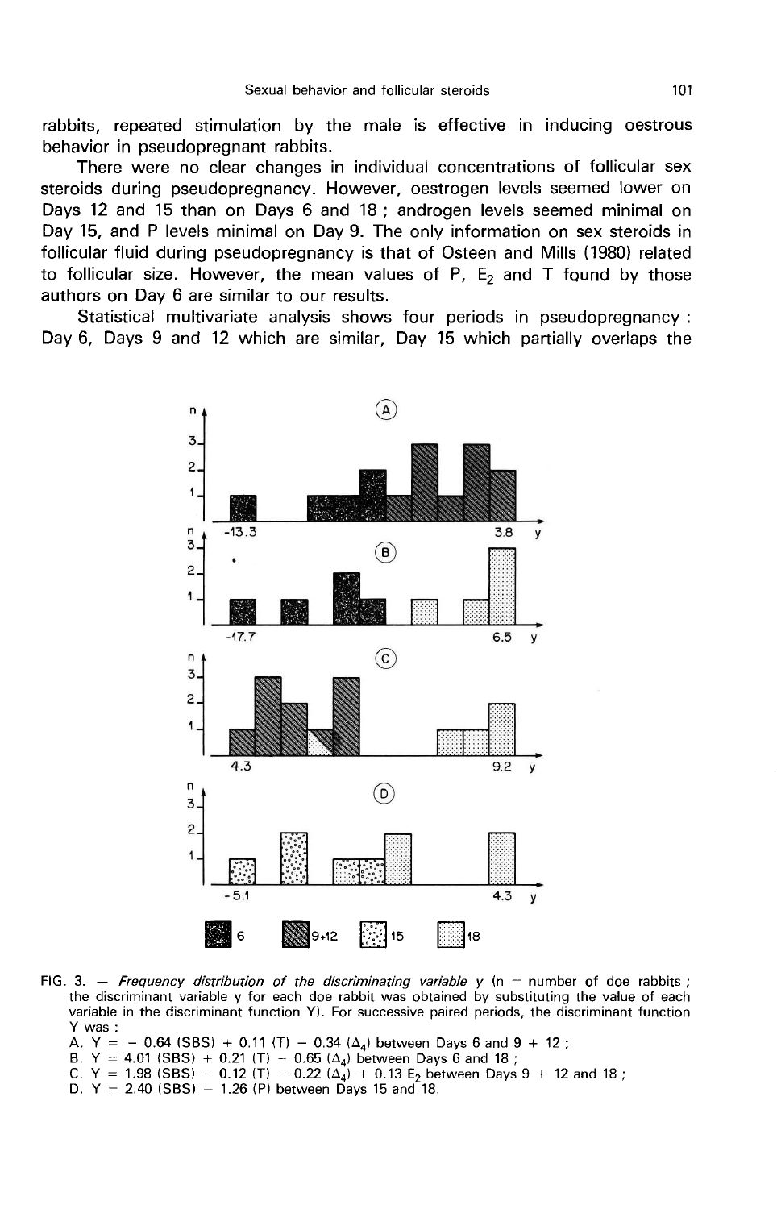rabbits, repeated stimulation by the male is effective in inducing oestrous behavior in pseudopregnant rabbits.

There were no clear changes in individual concentrations of follicular sex steroids during pseudopregnancy. However, oestrogen levels seemed lower on Days 12 and 15 than on Days 6 and 18 ; androgen levels seemed minimal on Day 15, and P levels minimal on Day 9. The only information on sex steroids in follicular fluid during pseudopregnancy is that of Osteen and Mills (1980) related to follicular size. However, the mean values of P, $E_2$ and T found by those authors on Day 6 are similar to our results.

Statistical multivariate analysis shows four periods in pseudopregnancy : Day 6, Days 9 and 12 which are similar, Day 15 which partially overlaps the

FIG. 3. — *Frequency distribution of the discriminating variable* y (n = number of doe rabbits ; the discriminant variable y for each doe rabbit was obtained by substituting the value of each variable in the discriminant function Y). For successive paired periods, the discriminant function Y was :

A. Y = − 0.64 (SBS) + 0.11 (T) − 0.34 ($\Delta_4$) between Days 6 and 9 + 12 ;
B. Y = 4.01 (SBS) + 0.21 (T) − 0.65 ($\Delta_4$) between Days 6 and 18 ;
C. Y = 1.98 (SBS) − 0.12 (T) − 0.22 ($\Delta_4$) + 0.13 $E_2$ between Days 9 + 12 and 18 ;
D. Y = 2.40 (SBS) − 1.26 (P) between Days 15 and 18.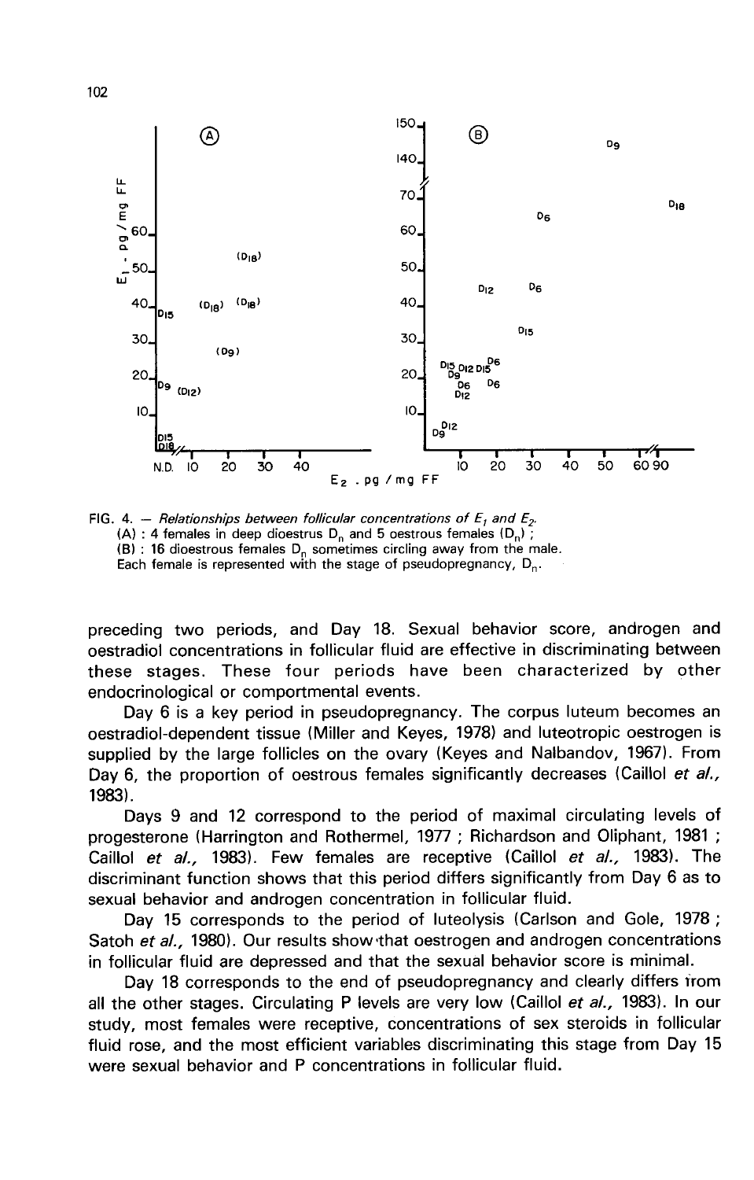FIG. 4. — *Relationships between follicular concentrations of $E_1$ and $E_2$.*
(A) : 4 females in deep dioestrus $D_n$ and 5 oestrous females $(D_n)$ ;
(B) : 16 dioestrous females $D_n$ sometimes circling away from the male.
Each female is represented with the stage of pseudopregnancy, $D_n$.

preceding two periods, and Day 18. Sexual behavior score, androgen and oestradiol concentrations in follicular fluid are effective in discriminating between these stages. These four periods have been characterized by other endocrinological or comportmental events.

Day 6 is a key period in pseudopregnancy. The corpus luteum becomes an oestradiol-dependent tissue (Miller and Keyes, 1978) and luteotropic oestrogen is supplied by the large follicles on the ovary (Keyes and Nalbandov, 1967). From Day 6, the proportion of oestrous females significantly decreases (Caillol *et al.*, 1983).

Days 9 and 12 correspond to the period of maximal circulating levels of progesterone (Harrington and Rothermel, 1977 ; Richardson and Oliphant, 1981 ; Caillol *et al.*, 1983). Few females are receptive (Caillol *et al.*, 1983). The discriminant function shows that this period differs significantly from Day 6 as to sexual behavior and androgen concentration in follicular fluid.

Day 15 corresponds to the period of luteolysis (Carlson and Gole, 1978 ; Satoh *et al.*, 1980). Our results show that oestrogen and androgen concentrations in follicular fluid are depressed and that the sexual behavior score is minimal.

Day 18 corresponds to the end of pseudopregnancy and clearly differs from all the other stages. Circulating P levels are very low (Caillol *et al.*, 1983). In our study, most females were receptive, concentrations of sex steroids in follicular fluid rose, and the most efficient variables discriminating this stage from Day 15 were sexual behavior and P concentrations in follicular fluid.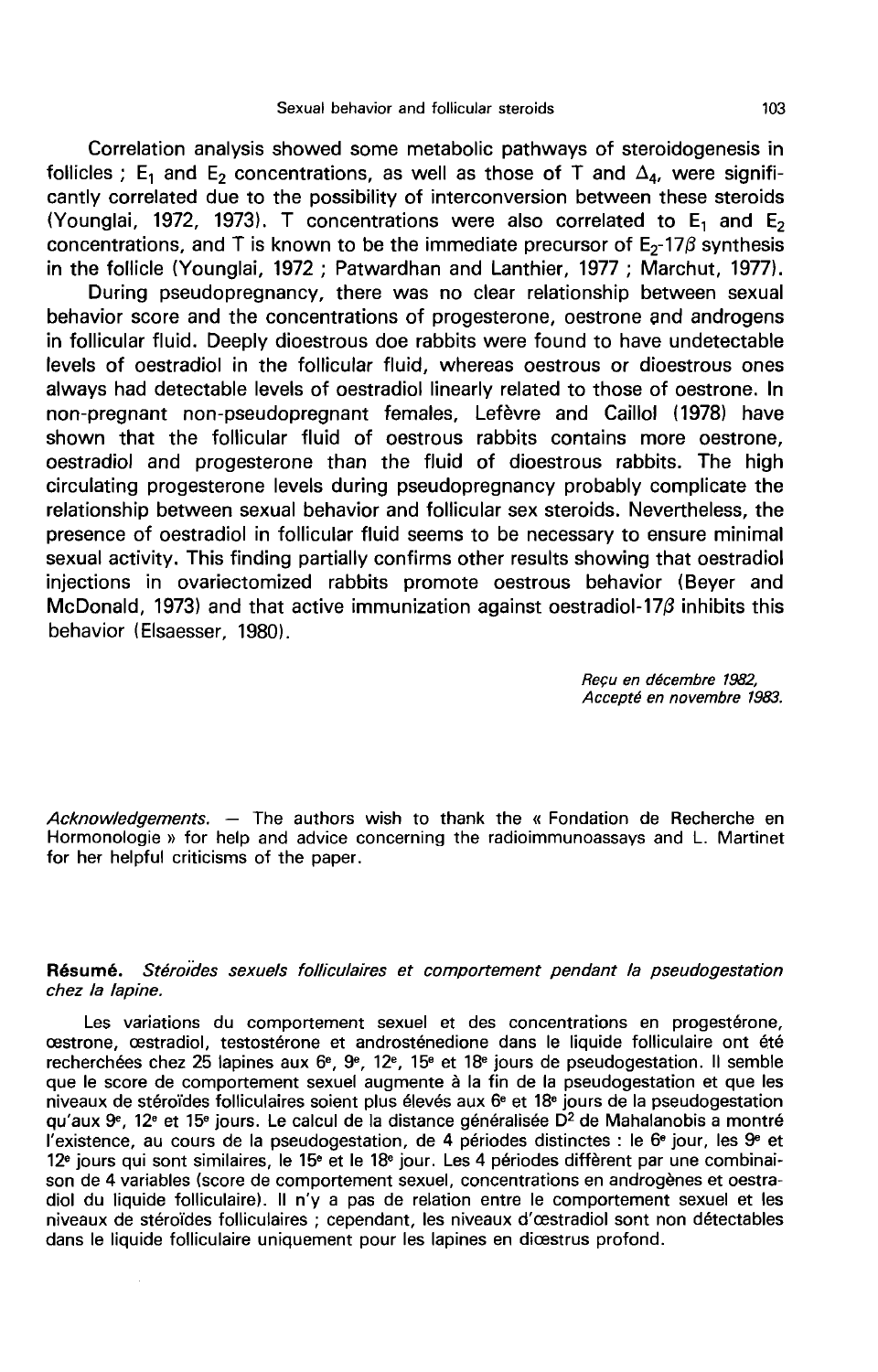Correlation analysis showed some metabolic pathways of steroidogenesis in follicles ; $E_1$ and $E_2$ concentrations, as well as those of T and $\Delta_4$, were significantly correlated due to the possibility of interconversion between these steroids (Younglai, 1972, 1973). T concentrations were also correlated to $E_1$ and $E_2$ concentrations, and T is known to be the immediate precursor of $E_2$-17$\beta$ synthesis in the follicle (Younglai, 1972 ; Patwardhan and Lanthier, 1977 ; Marchut, 1977).

During pseudopregnancy, there was no clear relationship between sexual behavior score and the concentrations of progesterone, oestrone and androgens in follicular fluid. Deeply dioestrous doe rabbits were found to have undetectable levels of oestradiol in the follicular fluid, whereas oestrous or dioestrous ones always had detectable levels of oestradiol linearly related to those of oestrone. In non-pregnant non-pseudopregnant females, Lefèvre and Caillol (1978) have shown that the follicular fluid of oestrous rabbits contains more oestrone, oestradiol and progesterone than the fluid of dioestrous rabbits. The high circulating progesterone levels during pseudopregnancy probably complicate the relationship between sexual behavior and follicular sex steroids. Nevertheless, the presence of oestradiol in follicular fluid seems to be necessary to ensure minimal sexual activity. This finding partially confirms other results showing that oestradiol injections in ovariectomized rabbits promote oestrous behavior (Beyer and McDonald, 1973) and that active immunization against oestradiol-17$\beta$ inhibits this behavior (Elsaesser, 1980).

*Reçu en décembre 1982,*
*Accepté en novembre 1983.*

*Acknowledgements.* — The authors wish to thank the « Fondation de Recherche en Hormonologie » for help and advice concerning the radioimmunoassays and L. Martinet for her helpful criticisms of the paper.

**Résumé.** *Stéroïdes sexuels folliculaires et comportement pendant la pseudogestation chez la lapine.*

Les variations du comportement sexuel et des concentrations en progestérone, œstrone, œstradiol, testostérone et androsténedione dans le liquide folliculaire ont été recherchées chez 25 lapines aux 6e, 9e, 12e, 15e et 18e jours de pseudogestation. Il semble que le score de comportement sexuel augmente à la fin de la pseudogestation et que les niveaux de stéroïdes folliculaires soient plus élevés aux 6e et 18e jours de la pseudogestation qu'aux 9e, 12e et 15e jours. Le calcul de la distance généralisée $D^2$ de Mahalanobis a montré l'existence, au cours de la pseudogestation, de 4 périodes distinctes : le 6e jour, les 9e et 12e jours qui sont similaires, le 15e et le 18e jour. Les 4 périodes diffèrent par une combinaison de 4 variables (score de comportement sexuel, concentrations en androgènes et oestradiol du liquide folliculaire). Il n'y a pas de relation entre le comportement sexuel et les niveaux de stéroïdes folliculaires ; cependant, les niveaux d'œstradiol sont non détectables dans le liquide folliculaire uniquement pour les lapines en diœstrus profond.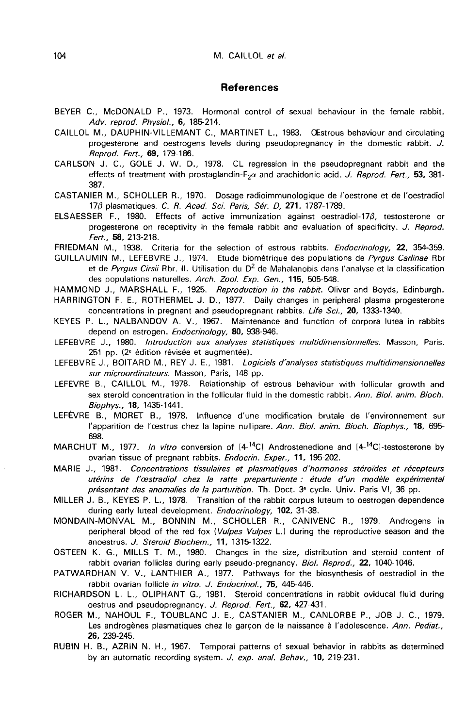## References

BEYER C., McDONALD P., 1973. Hormonal control of sexual behaviour in the female rabbit. *Adv. reprod. Physiol.*, **6**, 185-214.

CAILLOL M., DAUPHIN-VILLEMANT C., MARTINET L., 1983. Œstrous behaviour and circulating progesterone and oestrogens levels during pseudopregnancy in the domestic rabbit. *J. Reprod. Fert.*, **69**, 179-186.

CARLSON J. C., GOLE J. W. D., 1978. CL regression in the pseudopregnant rabbit and the effects of treatment with prostaglandin-$F_{2}\alpha$ and arachidonic acid. *J. Reprod. Fert.*, **53**, 381-387.

CASTANIER M., SCHOLLER R., 1970. Dosage radioimmunologique de l'oestrone et de l'oestradiol 17$\beta$ plasmatiques. *C. R. Acad. Sci. Paris, Sér. D*, **271**, 1787-1789.

ELSAESSER F., 1980. Effects of active immunization against oestradiol-17$\beta$, testosterone or progesterone on receptivity in the female rabbit and evaluation of specificity. *J. Reprod. Fert.*, **58**, 213-218.

FRIEDMAN M., 1938. Criteria for the selection of estrous rabbits. *Endocrinology*, **22**, 354-359.

GUILLAUMIN M., LEFEBVRE J., 1974. Etude biométrique des populations de *Pyrgus Carlinae* Rbr et de *Pyrgus Cirsii* Rbr. II. Utilisation du $D^2$ de Mahalanobis dans l'analyse et la classification des populations naturelles. *Arch. Zool. Exp. Gen.*, **115**, 505-548.

HAMMOND J., MARSHALL F., 1925. *Reproduction in the rabbit.* Oliver and Boyds, Edinburgh.

HARRINGTON F. E., ROTHERMEL J. D., 1977. Daily changes in peripheral plasma progesterone concentrations in pregnant and pseudopregnant rabbits. *Life Sci.*, **20**, 1333-1340.

KEYES P. L., NALBANDOV A. V., 1967. Maintenance and function of corpora lutea in rabbits depend on estrogen. *Endocrinology*, **80**, 938-946.

LEFEBVRE J., 1980. *Introduction aux analyses statistiques multidimensionnelles.* Masson, Paris. 251 pp. (2[e] édition révisée et augmentée).

LEFEBVRE J., BOITARD M., REY J. E., 1981. *Logiciels d'analyses statistiques multidimensionnelles sur microordinateurs.* Masson, Paris, 148 pp.

LEFEVRE B., CAILLOL M., 1978. Relationship of estrous behaviour with follicular growth and sex steroid concentration in the follicular fluid in the domestic rabbit. *Ann. Biol. anim. Bioch. Biophys.*, **18**, 1435-1441.

LEFÈVRE B., MORET B., 1978. Influence d'une modification brutale de l'environnement sur l'apparition de l'œstrus chez la lapine nullipare. *Ann. Biol. anim. Bioch. Biophys.*, **18**, 695-698.

MARCHUT M., 1977. *In vitro* conversion of [4-$^{14}$C] Androstenedione and [4-$^{14}$C]-testosterone by ovarian tissue of pregnant rabbits. *Endocrin. Exper.*, **11**, 195-202.

MARIE J., 1981. *Concentrations tissulaires et plasmatiques d'hormones stéroïdes et récepteurs utérins de l'œstradiol chez la ratte preparturiente : étude d'un modèle expérimental présentant des anomalies de la parturition.* Th. Doct. 3[e] cycle. Univ. Paris VI, 36 pp.

MILLER J. B., KEYES P. L., 1978. Transition of the rabbit corpus luteum to oestrogen dependence during early luteal development. *Endocrinology*, **102**, 31-38.

MONDAIN-MONVAL M., BONNIN M., SCHOLLER R., CANIVENC R., 1979. Androgens in peripheral blood of the red fox (*Vulpes Vulpes* L.) during the reproductive season and the anoestrus. *J. Steroid Biochem.*, **11**, 1315-1322.

OSTEEN K. G., MILLS T. M., 1980. Changes in the size, distribution and steroid content of rabbit ovarian follicles during early pseudo-pregnancy. *Biol. Reprod.*, **22**, 1040-1046.

PATWARDHAN V. V., LANTHIER A., 1977. Pathways for the biosynthesis of oestradiol in the rabbit ovarian follicle *in vitro*. *J. Endocrinol.*, **75**, 445-446.

RICHARDSON L. L., OLIPHANT G., 1981. Steroid concentrations in rabbit oviducal fluid during oestrus and pseudopregnancy. *J. Reprod. Fert.*, **62**, 427-431.

ROGER M., NAHOUL F., TOUBLANC J. E., CASTANIER M., CANLORBE P., JOB J. C., 1979. Les androgènes plasmatiques chez le garçon de la naissance à l'adolescence. *Ann. Pediat.*, **26**, 239-245.

RUBIN H. B., AZRIN N. H., 1967. Temporal patterns of sexual behavior in rabbits as determined by an automatic recording system. *J. exp. anal. Behav.*, **10**, 219-231.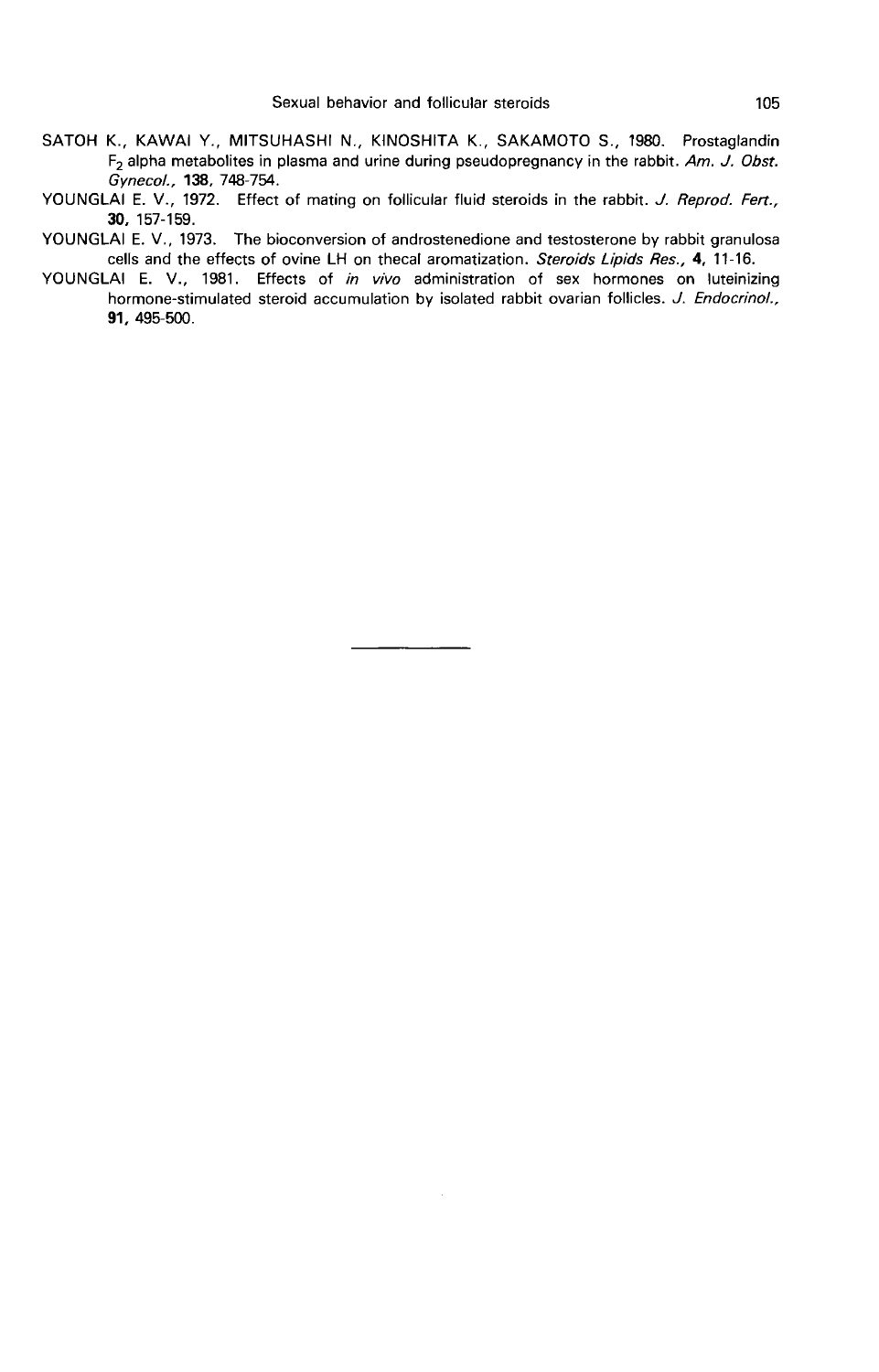SATOH K., KAWAI Y., MITSUHASHI N., KINOSHITA K., SAKAMOTO S., 1980. Prostaglandin $F_2$ alpha metabolites in plasma and urine during pseudopregnancy in the rabbit. *Am. J. Obst. Gynecol.*, **138**, 748-754.

YOUNGLAI E. V., 1972. Effect of mating on follicular fluid steroids in the rabbit. *J. Reprod. Fert.*, **30**, 157-159.

YOUNGLAI E. V., 1973. The bioconversion of androstenedione and testosterone by rabbit granulosa cells and the effects of ovine LH on thecal aromatization. *Steroids Lipids Res.*, **4**, 11-16.

YOUNGLAI E. V., 1981. Effects of *in vivo* administration of sex hormones on luteinizing hormone-stimulated steroid accumulation by isolated rabbit ovarian follicles. *J. Endocrinol.*, **91**, 495-500.